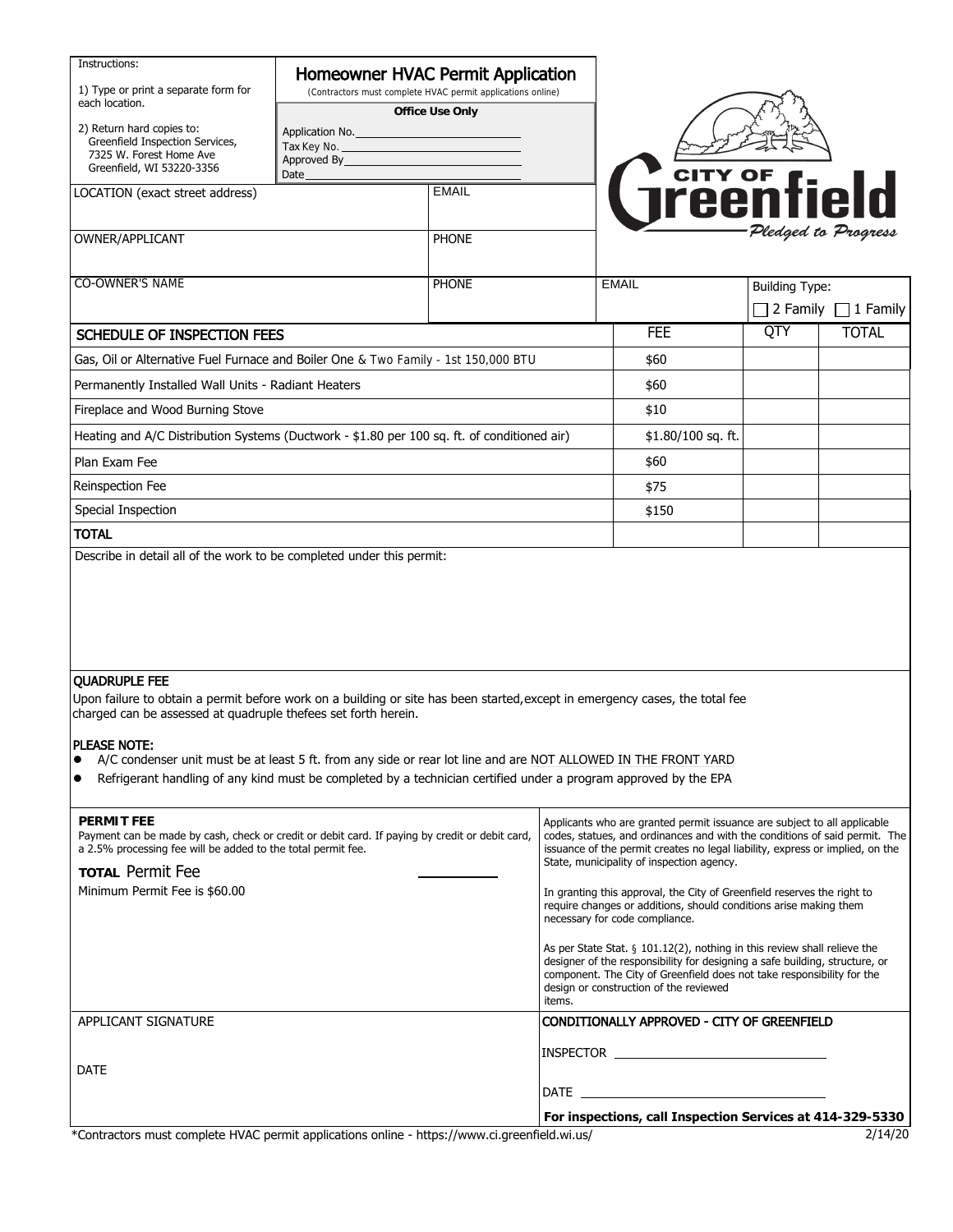Instructions:

1) Type or print a separate form for each location.

2) Return hard copies to:
Greenfield Inspection Services,
7325 W. Forest Home Ave
Greenfield, WI 53220-3356

# Homeowner HVAC Permit Application

(Contractors must complete HVAC permit applications online)

**Office Use Only**

Application No. ______________________

Tax Key No. ______________________

Approved By ______________________

Date ______________________

CITY OF Greenfield — *Pledged to Progress*

| LOCATION (exact street address) | EMAIL | | |
|---|---|---|---|
| OWNER/APPLICANT | PHONE | | |
| CO-OWNER'S NAME | PHONE | EMAIL | Building Type: ☐ 2 Family ☐ 1 Family |

| SCHEDULE OF INSPECTION FEES | FEE | QTY | TOTAL |
|---|---|---|---|
| Gas, Oil or Alternative Fuel Furnace and Boiler One & Two Family - 1st 150,000 BTU | $60 | | |
| Permanently Installed Wall Units - Radiant Heaters | $60 | | |
| Fireplace and Wood Burning Stove | $10 | | |
| Heating and A/C Distribution Systems (Ductwork - $1.80 per 100 sq. ft. of conditioned air) | $1.80/100 sq. ft. | | |
| Plan Exam Fee | $60 | | |
| Reinspection Fee | $75 | | |
| Special Inspection | $150 | | |
| **TOTAL** | | | |

Describe in detail all of the work to be completed under this permit:

**QUADRUPLE FEE**

Upon failure to obtain a permit before work on a building or site has been started,except in emergency cases, the total fee charged can be assessed at quadruple thefees set forth herein.

**PLEASE NOTE:**

- A/C condenser unit must be at least 5 ft. from any side or rear lot line and are NOT ALLOWED IN THE FRONT YARD
- Refrigerant handling of any kind must be completed by a technician certified under a program approved by the EPA

**PERMIT FEE**

Payment can be made by cash, check or credit or debit card. If paying by credit or debit card, a 2.5% processing fee will be added to the total permit fee.

**TOTAL** Permit Fee ____________

Minimum Permit Fee is $60.00

Applicants who are granted permit issuance are subject to all applicable codes, statues, and ordinances and with the conditions of said permit. The issuance of the permit creates no legal liability, express or implied, on the State, municipality of inspection agency.

In granting this approval, the City of Greenfield reserves the right to require changes or additions, should conditions arise making them necessary for code compliance.

As per State Stat. § 101.12(2), nothing in this review shall relieve the designer of the responsibility for designing a safe building, structure, or component. The City of Greenfield does not take responsibility for the design or construction of the reviewed items.

APPLICANT SIGNATURE

DATE

**CONDITIONALLY APPROVED - CITY OF GREENFIELD**

INSPECTOR ______________________

DATE ______________________

**For inspections, call Inspection Services at 414-329-5330**

*Contractors must complete HVAC permit applications online - https://www.ci.greenfield.wi.us/

2/14/20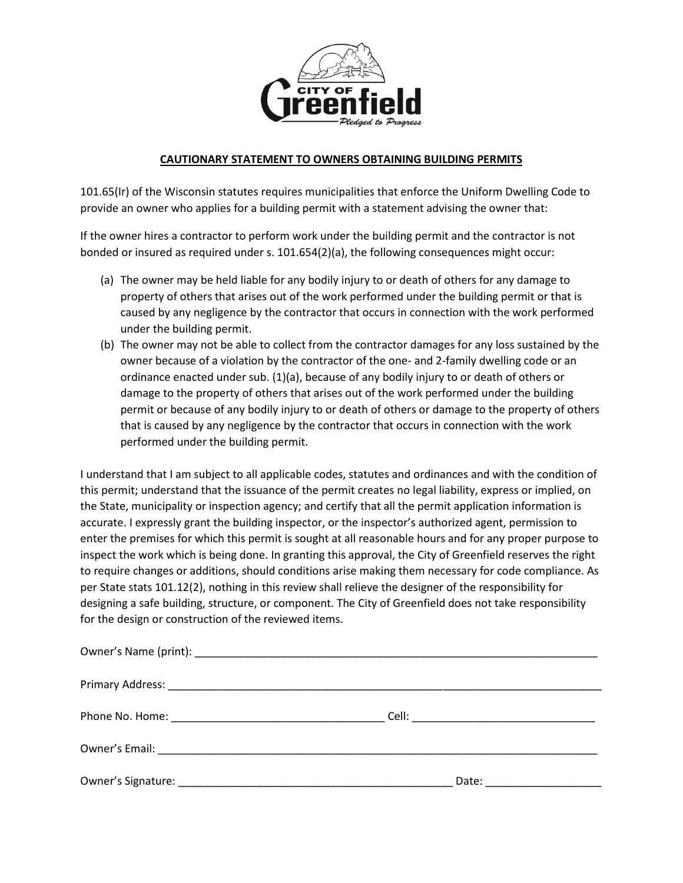CITY OF Greenfield

Pledged to Progress

## CAUTIONARY STATEMENT TO OWNERS OBTAINING BUILDING PERMITS

101.65(Ir) of the Wisconsin statutes requires municipalities that enforce the Uniform Dwelling Code to provide an owner who applies for a building permit with a statement advising the owner that:

If the owner hires a contractor to perform work under the building permit and the contractor is not bonded or insured as required under s. 101.654(2)(a), the following consequences might occur:

(a) The owner may be held liable for any bodily injury to or death of others for any damage to property of others that arises out of the work performed under the building permit or that is caused by any negligence by the contractor that occurs in connection with the work performed under the building permit.

(b) The owner may not be able to collect from the contractor damages for any loss sustained by the owner because of a violation by the contractor of the one- and 2-family dwelling code or an ordinance enacted under sub. (1)(a), because of any bodily injury to or death of others or damage to the property of others that arises out of the work performed under the building permit or because of any bodily injury to or death of others or damage to the property of others that is caused by any negligence by the contractor that occurs in connection with the work performed under the building permit.

I understand that I am subject to all applicable codes, statutes and ordinances and with the condition of this permit; understand that the issuance of the permit creates no legal liability, express or implied, on the State, municipality or inspection agency; and certify that all the permit application information is accurate. I expressly grant the building inspector, or the inspector's authorized agent, permission to enter the premises for which this permit is sought at all reasonable hours and for any proper purpose to inspect the work which is being done. In granting this approval, the City of Greenfield reserves the right to require changes or additions, should conditions arise making them necessary for code compliance. As per State stats 101.12(2), nothing in this review shall relieve the designer of the responsibility for designing a safe building, structure, or component. The City of Greenfield does not take responsibility for the design or construction of the reviewed items.

Owner's Name (print): ______________________________________________________________________

Primary Address: ___________________________________________________________________________

Phone No. Home: ___________________________________ Cell: ______________________________

Owner's Email: _____________________________________________________________________________

Owner's Signature: _______________________________________________ Date: ___________________